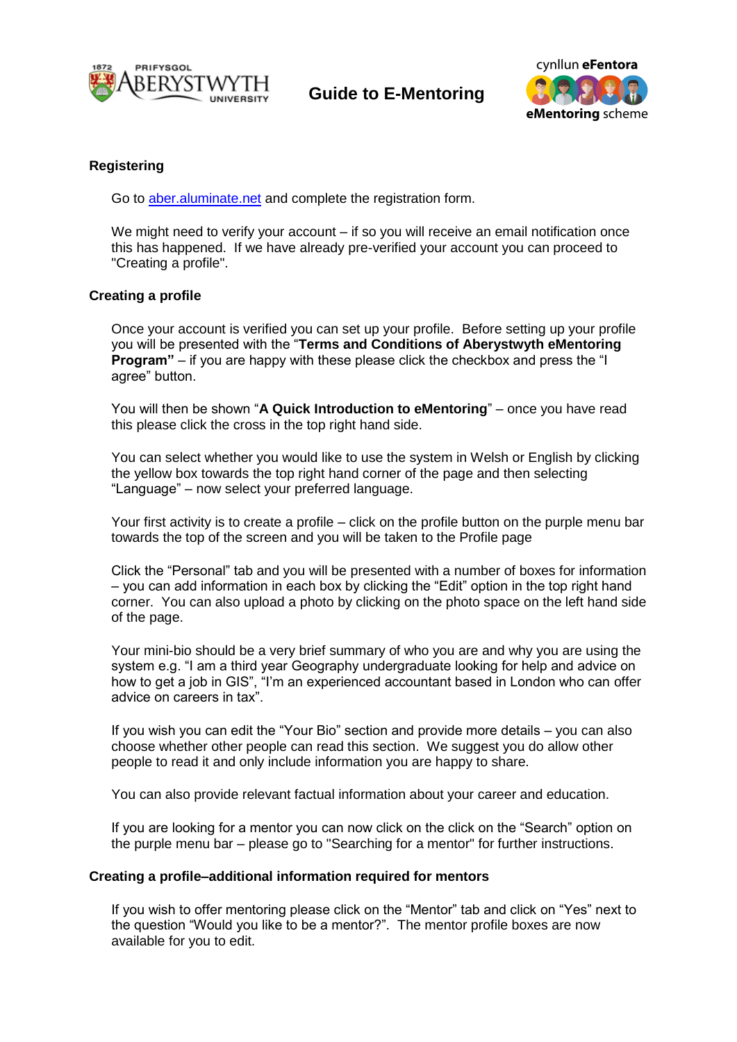# Guide to E-Mentoring

## Registering

Go to [aber.aluminate.net](aber.aluminate.net) and complete the registration form.

We might need to verify your account – if so you will receive an email notification once this has happened. If we have already pre-verified your account you can proceed to "Creating a profile".

## Creating a profile

Once your account is verified you can set up your profile. Before setting up your profile you will be presented with the "**Terms and Conditions of Aberystwyth eMentoring Program"** – if you are happy with these please click the checkbox and press the "I agree" button.

You will then be shown "**A Quick Introduction to eMentoring**" – once you have read this please click the cross in the top right hand side.

You can select whether you would like to use the system in Welsh or English by clicking the yellow box towards the top right hand corner of the page and then selecting "Language" – now select your preferred language.

Your first activity is to create a profile – click on the profile button on the purple menu bar towards the top of the screen and you will be taken to the Profile page

Click the "Personal" tab and you will be presented with a number of boxes for information – you can add information in each box by clicking the "Edit" option in the top right hand corner. You can also upload a photo by clicking on the photo space on the left hand side of the page.

Your mini-bio should be a very brief summary of who you are and why you are using the system e.g. "I am a third year Geography undergraduate looking for help and advice on how to get a job in GIS", "I'm an experienced accountant based in London who can offer advice on careers in tax".

If you wish you can edit the "Your Bio" section and provide more details – you can also choose whether other people can read this section. We suggest you do allow other people to read it and only include information you are happy to share.

You can also provide relevant factual information about your career and education.

If you are looking for a mentor you can now click on the click on the "Search" option on the purple menu bar – please go to "Searching for a mentor" for further instructions.

## Creating a profile–additional information required for mentors

If you wish to offer mentoring please click on the "Mentor" tab and click on "Yes" next to the question "Would you like to be a mentor?". The mentor profile boxes are now available for you to edit.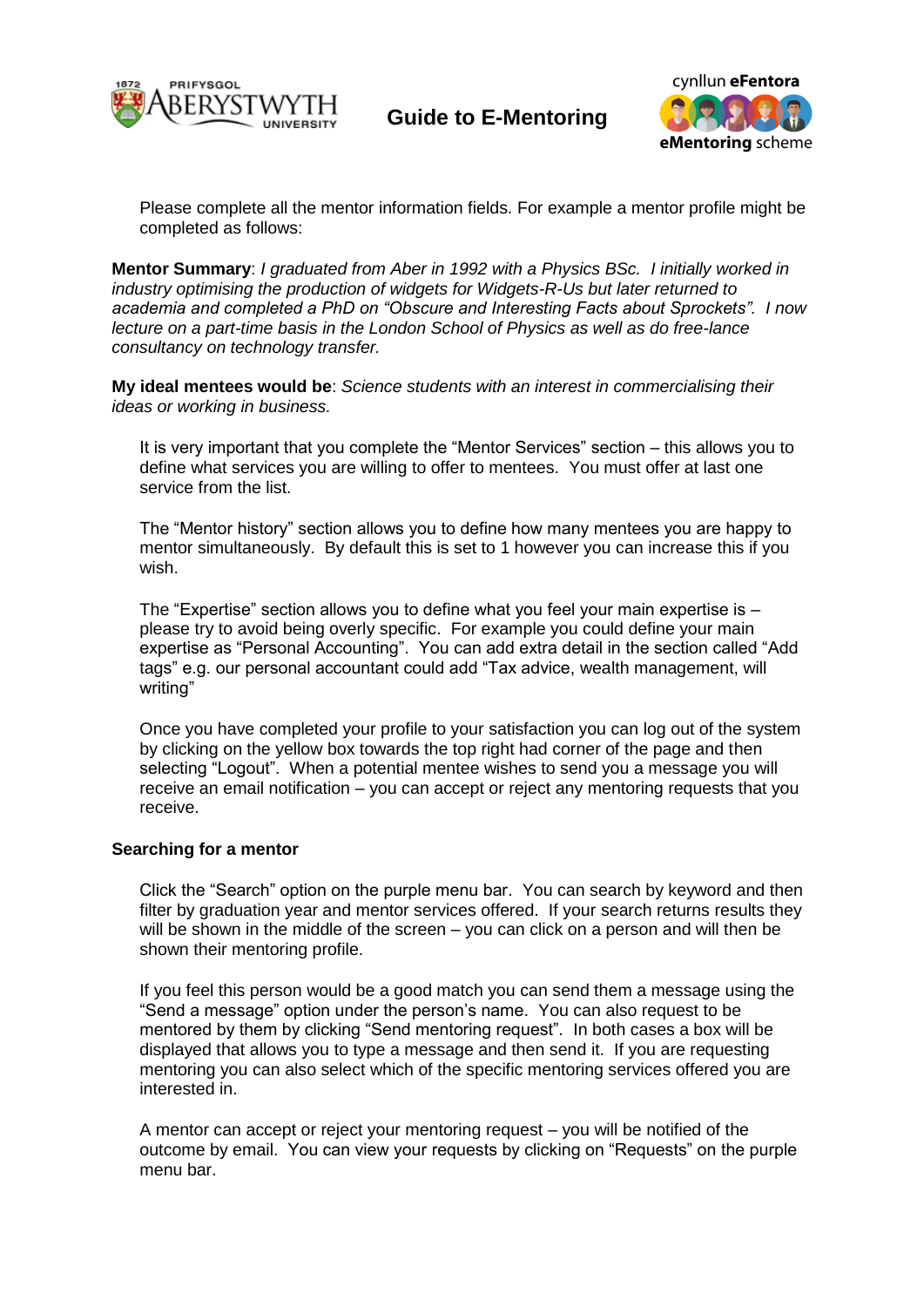Please complete all the mentor information fields. For example a mentor profile might be completed as follows:

**Mentor Summary**: *I graduated from Aber in 1992 with a Physics BSc. I initially worked in industry optimising the production of widgets for Widgets-R-Us but later returned to academia and completed a PhD on "Obscure and Interesting Facts about Sprockets". I now lecture on a part-time basis in the London School of Physics as well as do free-lance consultancy on technology transfer.*

**My ideal mentees would be**: *Science students with an interest in commercialising their ideas or working in business.*

It is very important that you complete the "Mentor Services" section – this allows you to define what services you are willing to offer to mentees. You must offer at last one service from the list.

The "Mentor history" section allows you to define how many mentees you are happy to mentor simultaneously. By default this is set to 1 however you can increase this if you wish.

The "Expertise" section allows you to define what you feel your main expertise is – please try to avoid being overly specific. For example you could define your main expertise as "Personal Accounting". You can add extra detail in the section called "Add tags" e.g. our personal accountant could add "Tax advice, wealth management, will writing"

Once you have completed your profile to your satisfaction you can log out of the system by clicking on the yellow box towards the top right had corner of the page and then selecting "Logout". When a potential mentee wishes to send you a message you will receive an email notification – you can accept or reject any mentoring requests that you receive.

**Searching for a mentor**

Click the "Search" option on the purple menu bar. You can search by keyword and then filter by graduation year and mentor services offered. If your search returns results they will be shown in the middle of the screen – you can click on a person and will then be shown their mentoring profile.

If you feel this person would be a good match you can send them a message using the "Send a message" option under the person's name. You can also request to be mentored by them by clicking "Send mentoring request". In both cases a box will be displayed that allows you to type a message and then send it. If you are requesting mentoring you can also select which of the specific mentoring services offered you are interested in.

A mentor can accept or reject your mentoring request – you will be notified of the outcome by email. You can view your requests by clicking on "Requests" on the purple menu bar.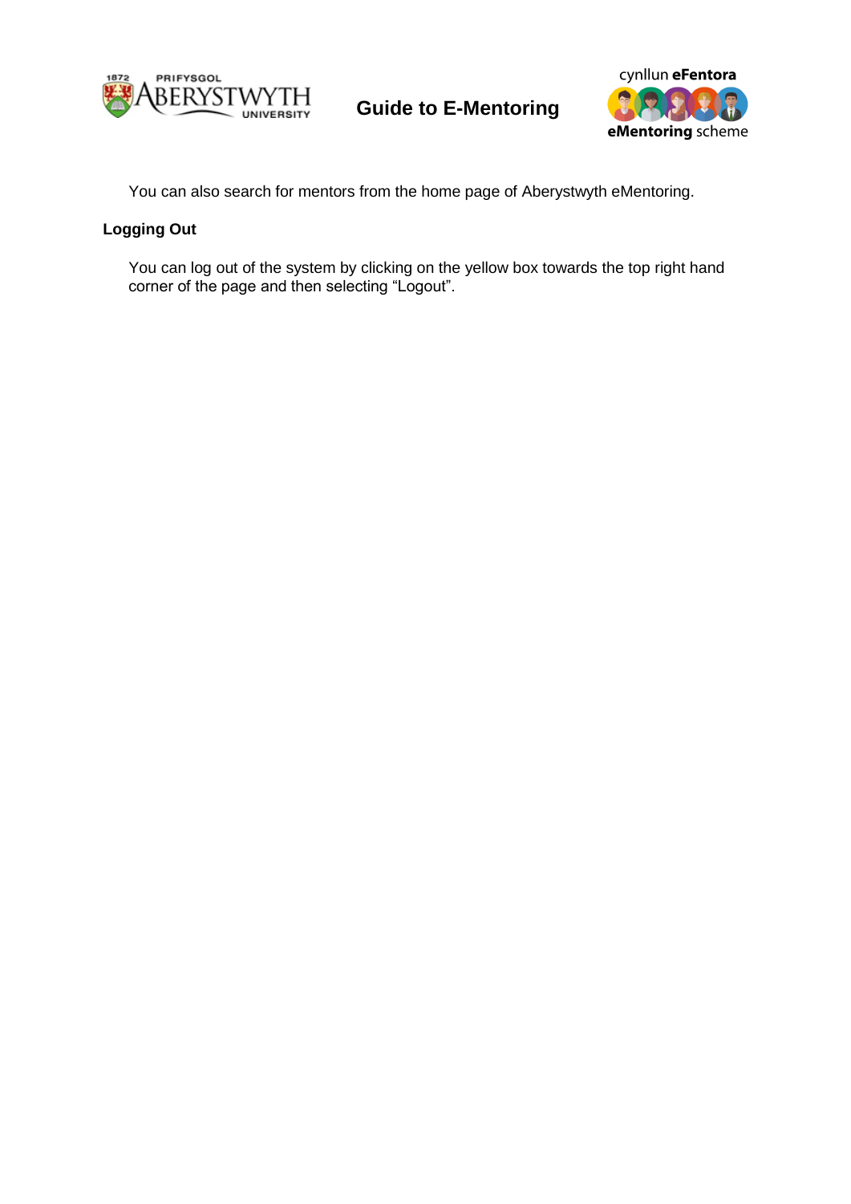You can also search for mentors from the home page of Aberystwyth eMentoring.

**Logging Out**

You can log out of the system by clicking on the yellow box towards the top right hand corner of the page and then selecting “Logout”.